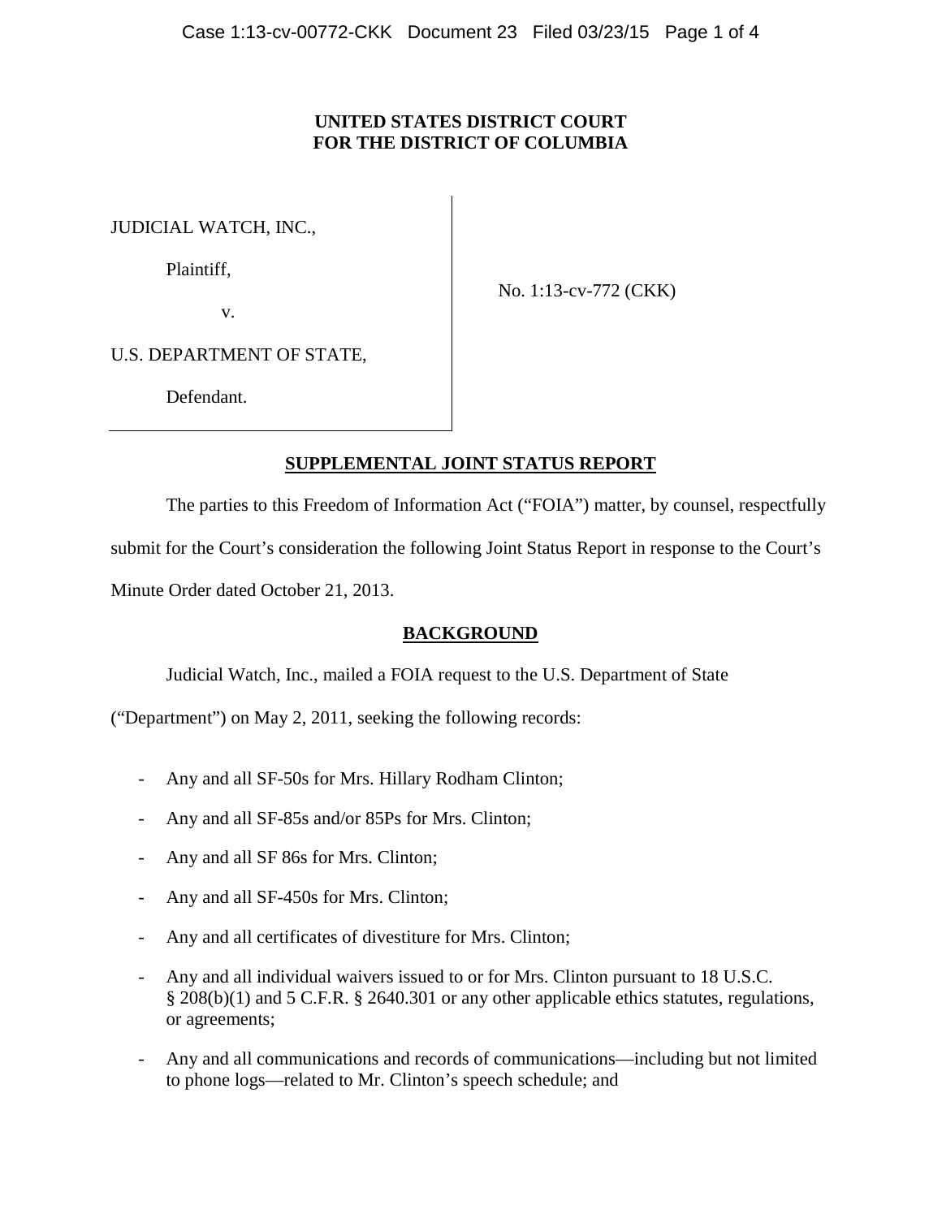**UNITED STATES DISTRICT COURT**
**FOR THE DISTRICT OF COLUMBIA**

JUDICIAL WATCH, INC.,

Plaintiff,

v.

U.S. DEPARTMENT OF STATE,

Defendant.

No. 1:13-cv-772 (CKK)

## SUPPLEMENTAL JOINT STATUS REPORT

The parties to this Freedom of Information Act ("FOIA") matter, by counsel, respectfully submit for the Court's consideration the following Joint Status Report in response to the Court's Minute Order dated October 21, 2013.

## BACKGROUND

Judicial Watch, Inc., mailed a FOIA request to the U.S. Department of State ("Department") on May 2, 2011, seeking the following records:

- Any and all SF-50s for Mrs. Hillary Rodham Clinton;
- Any and all SF-85s and/or 85Ps for Mrs. Clinton;
- Any and all SF 86s for Mrs. Clinton;
- Any and all SF-450s for Mrs. Clinton;
- Any and all certificates of divestiture for Mrs. Clinton;
- Any and all individual waivers issued to or for Mrs. Clinton pursuant to 18 U.S.C. § 208(b)(1) and 5 C.F.R. § 2640.301 or any other applicable ethics statutes, regulations, or agreements;
- Any and all communications and records of communications—including but not limited to phone logs—related to Mr. Clinton's speech schedule; and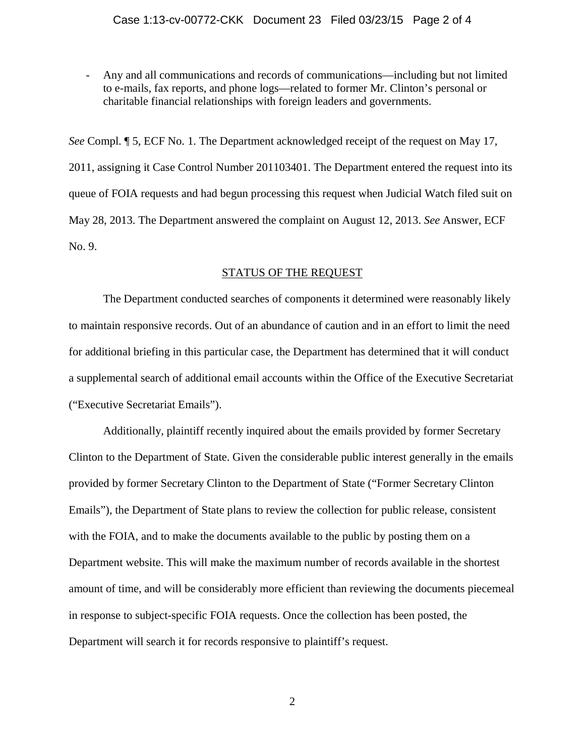- Any and all communications and records of communications—including but not limited to e-mails, fax reports, and phone logs—related to former Mr. Clinton's personal or charitable financial relationships with foreign leaders and governments.

*See* Compl. ¶ 5, ECF No. 1. The Department acknowledged receipt of the request on May 17, 2011, assigning it Case Control Number 201103401. The Department entered the request into its queue of FOIA requests and had begun processing this request when Judicial Watch filed suit on May 28, 2013. The Department answered the complaint on August 12, 2013. *See* Answer, ECF No. 9.

## STATUS OF THE REQUEST

The Department conducted searches of components it determined were reasonably likely to maintain responsive records. Out of an abundance of caution and in an effort to limit the need for additional briefing in this particular case, the Department has determined that it will conduct a supplemental search of additional email accounts within the Office of the Executive Secretariat ("Executive Secretariat Emails").

Additionally, plaintiff recently inquired about the emails provided by former Secretary Clinton to the Department of State. Given the considerable public interest generally in the emails provided by former Secretary Clinton to the Department of State ("Former Secretary Clinton Emails"), the Department of State plans to review the collection for public release, consistent with the FOIA, and to make the documents available to the public by posting them on a Department website. This will make the maximum number of records available in the shortest amount of time, and will be considerably more efficient than reviewing the documents piecemeal in response to subject-specific FOIA requests. Once the collection has been posted, the Department will search it for records responsive to plaintiff's request.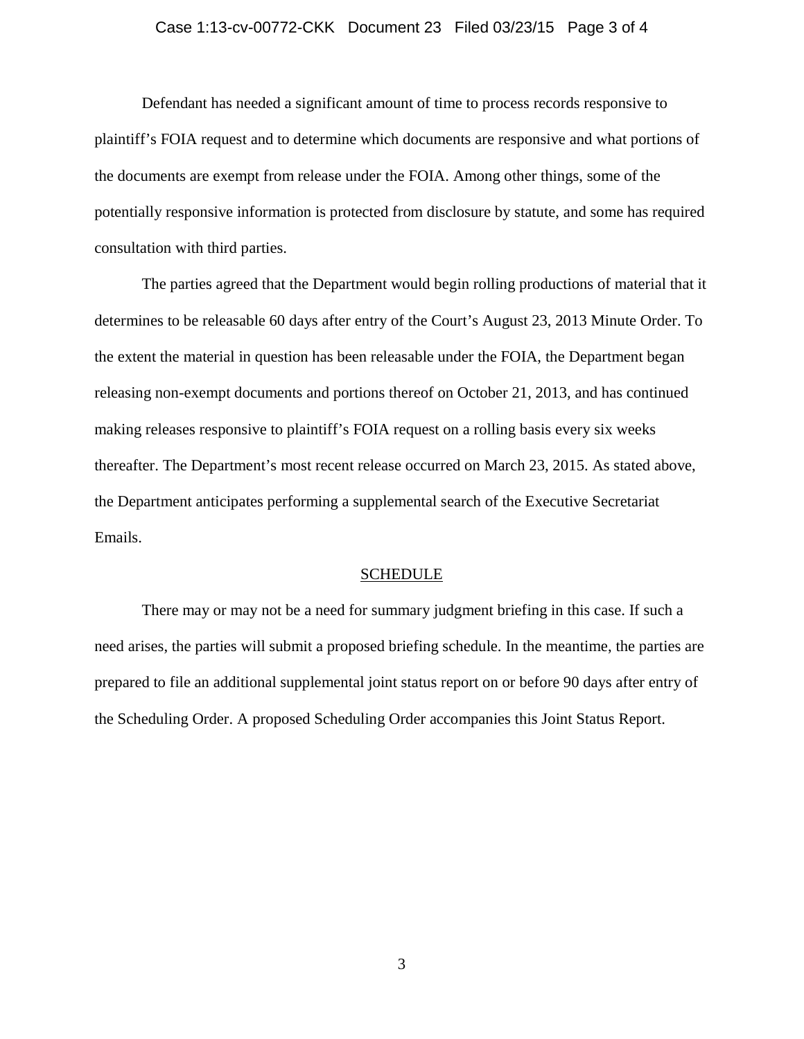Defendant has needed a significant amount of time to process records responsive to plaintiff's FOIA request and to determine which documents are responsive and what portions of the documents are exempt from release under the FOIA. Among other things, some of the potentially responsive information is protected from disclosure by statute, and some has required consultation with third parties.

The parties agreed that the Department would begin rolling productions of material that it determines to be releasable 60 days after entry of the Court's August 23, 2013 Minute Order. To the extent the material in question has been releasable under the FOIA, the Department began releasing non-exempt documents and portions thereof on October 21, 2013, and has continued making releases responsive to plaintiff's FOIA request on a rolling basis every six weeks thereafter. The Department's most recent release occurred on March 23, 2015. As stated above, the Department anticipates performing a supplemental search of the Executive Secretariat Emails.

## SCHEDULE

There may or may not be a need for summary judgment briefing in this case. If such a need arises, the parties will submit a proposed briefing schedule. In the meantime, the parties are prepared to file an additional supplemental joint status report on or before 90 days after entry of the Scheduling Order. A proposed Scheduling Order accompanies this Joint Status Report.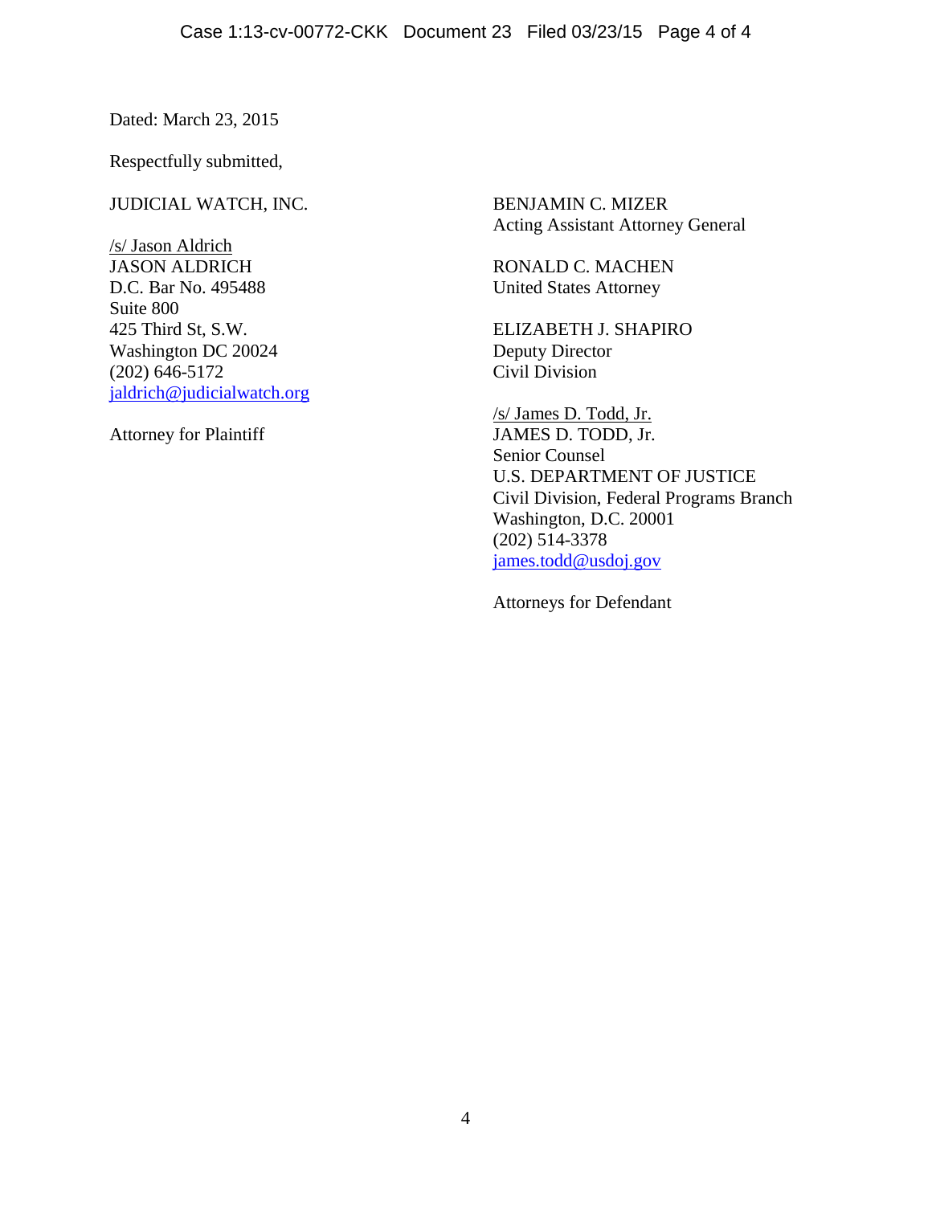Dated: March 23, 2015

Respectfully submitted,

JUDICIAL WATCH, INC.

/s/ Jason Aldrich
JASON ALDRICH
D.C. Bar No. 495488
Suite 800
425 Third St, S.W.
Washington DC 20024
(202) 646-5172
jaldrich@judicialwatch.org

Attorney for Plaintiff

BENJAMIN C. MIZER
Acting Assistant Attorney General

RONALD C. MACHEN
United States Attorney

ELIZABETH J. SHAPIRO
Deputy Director
Civil Division

/s/ James D. Todd, Jr.
JAMES D. TODD, Jr.
Senior Counsel
U.S. DEPARTMENT OF JUSTICE
Civil Division, Federal Programs Branch
Washington, D.C. 20001
(202) 514-3378
james.todd@usdoj.gov

Attorneys for Defendant